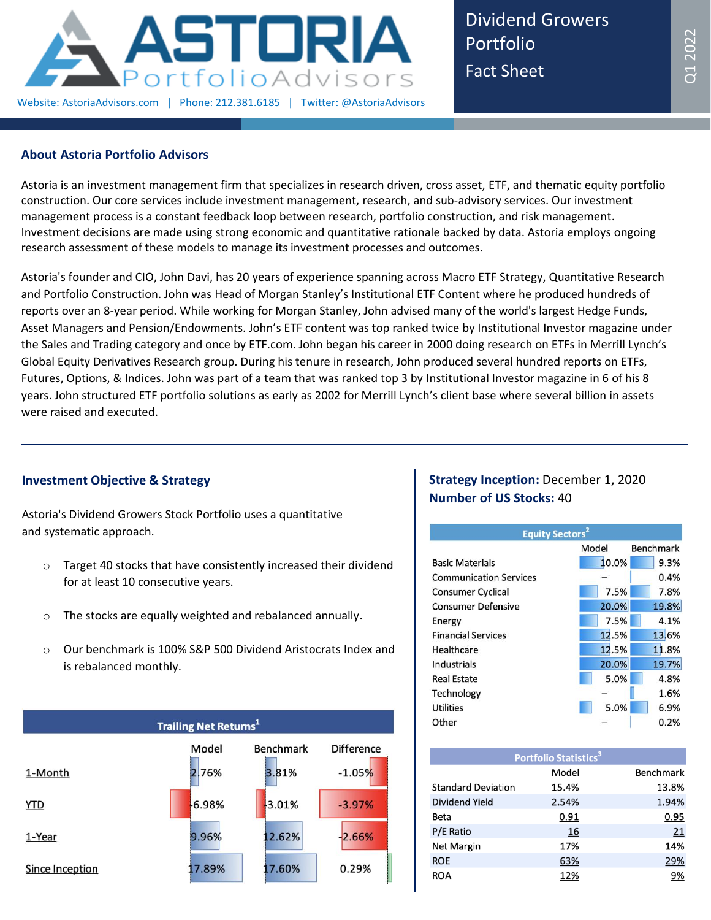ASTORIA PortfolioAdvisors

Website: AstoriaAdvisors.com | Phone: 212.381.6185 | Twitter: @AstoriaAdvisors

# Dividend Growers Portfolio Fact Sheet

Q1 2022

## About Astoria Portfolio Advisors

Astoria is an investment management firm that specializes in research driven, cross asset, ETF, and thematic equity portfolio construction. Our core services include investment management, research, and sub-advisory services. Our investment management process is a constant feedback loop between research, portfolio construction, and risk management. Investment decisions are made using strong economic and quantitative rationale backed by data. Astoria employs ongoing research assessment of these models to manage its investment processes and outcomes.

Astoria's founder and CIO, John Davi, has 20 years of experience spanning across Macro ETF Strategy, Quantitative Research and Portfolio Construction. John was Head of Morgan Stanley's Institutional ETF Content where he produced hundreds of reports over an 8-year period. While working for Morgan Stanley, John advised many of the world's largest Hedge Funds, Asset Managers and Pension/Endowments. John's ETF content was top ranked twice by Institutional Investor magazine under the Sales and Trading category and once by ETF.com. John began his career in 2000 doing research on ETFs in Merrill Lynch's Global Equity Derivatives Research group. During his tenure in research, John produced several hundred reports on ETFs, Futures, Options, & Indices. John was part of a team that was ranked top 3 by Institutional Investor magazine in 6 of his 8 years. John structured ETF portfolio solutions as early as 2002 for Merrill Lynch's client base where several billion in assets were raised and executed.

## Investment Objective & Strategy

Astoria's Dividend Growers Stock Portfolio uses a quantitative and systematic approach.

- Target 40 stocks that have consistently increased their dividend for at least 10 consecutive years.
- The stocks are equally weighted and rebalanced annually.
- Our benchmark is 100% S&P 500 Dividend Aristocrats Index and is rebalanced monthly.

| Trailing Net Returns[1] | Model | Benchmark | Difference |
|---|---|---|---|
| 1-Month | 2.76% | 3.81% | -1.05% |
| YTD | -6.98% | -3.01% | -3.97% |
| 1-Year | 9.96% | 12.62% | -2.66% |
| Since Inception | 17.89% | 17.60% | 0.29% |

**Strategy Inception:** December 1, 2020

**Number of US Stocks:** 40

| Equity Sectors[2] | Model | Benchmark |
|---|---|---|
| Basic Materials | 10.0% | 9.3% |
| Communication Services | – | 0.4% |
| Consumer Cyclical | 7.5% | 7.8% |
| Consumer Defensive | 20.0% | 19.8% |
| Energy | 7.5% | 4.1% |
| Financial Services | 12.5% | 13.6% |
| Healthcare | 12.5% | 11.8% |
| Industrials | 20.0% | 19.7% |
| Real Estate | 5.0% | 4.8% |
| Technology | – | 1.6% |
| Utilities | 5.0% | 6.9% |
| Other | – | 0.2% |

| Portfolio Statistics[3] | Model | Benchmark |
|---|---|---|
| Standard Deviation | 15.4% | 13.8% |
| Dividend Yield | 2.54% | 1.94% |
| Beta | 0.91 | 0.95 |
| P/E Ratio | 16 | 21 |
| Net Margin | 17% | 14% |
| ROE | 63% | 29% |
| ROA | 12% | 9% |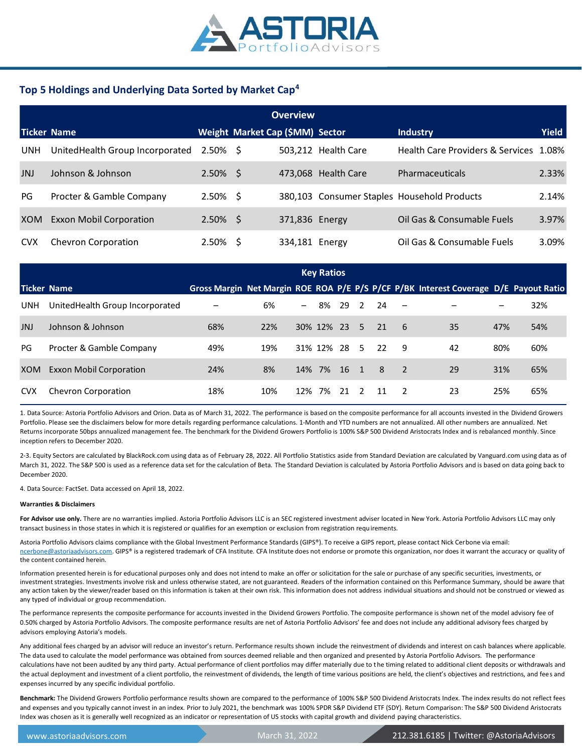## Top 5 Holdings and Underlying Data Sorted by Market Cap[4]

| Overview | | | | | | |
|---|---|---|---|---|---|---|
| **Ticker** | **Name** | **Weight** | **Market Cap ($MM)** | **Sector** | **Industry** | **Yield** |
| UNH | UnitedHealth Group Incorporated | 2.50% | $ 503,212 | Health Care | Health Care Providers & Services | 1.08% |
| JNJ | Johnson & Johnson | 2.50% | $ 473,068 | Health Care | Pharmaceuticals | 2.33% |
| PG | Procter & Gamble Company | 2.50% | $ 380,103 | Consumer Staples | Household Products | 2.14% |
| XOM | Exxon Mobil Corporation | 2.50% | $ 371,836 | Energy | Oil Gas & Consumable Fuels | 3.97% |
| CVX | Chevron Corporation | 2.50% | $ 334,181 | Energy | Oil Gas & Consumable Fuels | 3.09% |

| Key Ratios | | | | | | | | | | | | | |
|---|---|---|---|---|---|---|---|---|---|---|---|---|---|
| **Ticker** | **Name** | **Gross Margin** | **Net Margin** | **ROE** | **ROA** | **P/E** | **P/S** | **P/CF** | **P/BK** | **Interest Coverage** | **D/E** | **Payout Ratio** |
| UNH | UnitedHealth Group Incorporated | – | 6% | – | 8% | 29 | 2 | 24 | – | – | – | 32% |
| JNJ | Johnson & Johnson | 68% | 22% | 30% | 12% | 23 | 5 | 21 | 6 | 35 | 47% | 54% |
| PG | Procter & Gamble Company | 49% | 19% | 31% | 12% | 28 | 5 | 22 | 9 | 42 | 80% | 60% |
| XOM | Exxon Mobil Corporation | 24% | 8% | 14% | 7% | 16 | 1 | 8 | 2 | 29 | 31% | 65% |
| CVX | Chevron Corporation | 18% | 10% | 12% | 7% | 21 | 2 | 11 | 2 | 23 | 25% | 65% |

1. Data Source: Astoria Portfolio Advisors and Orion. Data as of March 31, 2022. The performance is based on the composite performance for all accounts invested in the Dividend Growers Portfolio. Please see the disclaimers below for more details regarding performance calculations. 1-Month and YTD numbers are not annualized. All other numbers are annualized. Net Returns incorporate 50bps annualized management fee. The benchmark for the Dividend Growers Portfolio is 100% S&P 500 Dividend Aristocrats Index and is rebalanced monthly. Since inception refers to December 2020.

2-3. Equity Sectors are calculated by BlackRock.com using data as of February 28, 2022. All Portfolio Statistics aside from Standard Deviation are calculated by Vanguard.com using data as of March 31, 2022. The S&P 500 is used as a reference data set for the calculation of Beta. The Standard Deviation is calculated by Astoria Portfolio Advisors and is based on data going back to December 2020.

4. Data Source: FactSet. Data accessed on April 18, 2022.

**Warranties & Disclaimers**

**For Advisor use only.** There are no warranties implied. Astoria Portfolio Advisors LLC is an SEC registered investment adviser located in New York. Astoria Portfolio Advisors LLC may only transact business in those states in which it is registered or qualifies for an exemption or exclusion from registration requirements.

Astoria Portfolio Advisors claims compliance with the Global Investment Performance Standards (GIPS®). To receive a GIPS report, please contact Nick Cerbone via email: ncerbone@astoriaadvisors.com. GIPS® is a registered trademark of CFA Institute. CFA Institute does not endorse or promote this organization, nor does it warrant the accuracy or quality of the content contained herein.

Information presented herein is for educational purposes only and does not intend to make an offer or solicitation for the sale or purchase of any specific securities, investments, or investment strategies. Investments involve risk and unless otherwise stated, are not guaranteed. Readers of the information contained on this Performance Summary, should be aware that any action taken by the viewer/reader based on this information is taken at their own risk. This information does not address individual situations and should not be construed or viewed as any typed of individual or group recommendation.

The performance represents the composite performance for accounts invested in the Dividend Growers Portfolio. The composite performance is shown net of the model advisory fee of 0.50% charged by Astoria Portfolio Advisors. The composite performance results are net of Astoria Portfolio Advisors' fee and does not include any additional advisory fees charged by advisors employing Astoria's models.

Any additional fees charged by an advisor will reduce an investor's return. Performance results shown include the reinvestment of dividends and interest on cash balances where applicable. The data used to calculate the model performance was obtained from sources deemed reliable and then organized and presented by Astoria Portfolio Advisors. The performance calculations have not been audited by any third party. Actual performance of client portfolios may differ materially due to the timing related to additional client deposits or withdrawals and the actual deployment and investment of a client portfolio, the reinvestment of dividends, the length of time various positions are held, the client's objectives and restrictions, and fees and expenses incurred by any specific individual portfolio.

**Benchmark:** The Dividend Growers Portfolio performance results shown are compared to the performance of 100% S&P 500 Dividend Aristocrats Index. The index results do not reflect fees and expenses and you typically cannot invest in an index. Prior to July 2021, the benchmark was 100% SPDR S&P Dividend ETF (SDY). Return Comparison: The S&P 500 Dividend Aristocrats Index was chosen as it is generally well recognized as an indicator or representation of US stocks with capital growth and dividend paying characteristics.